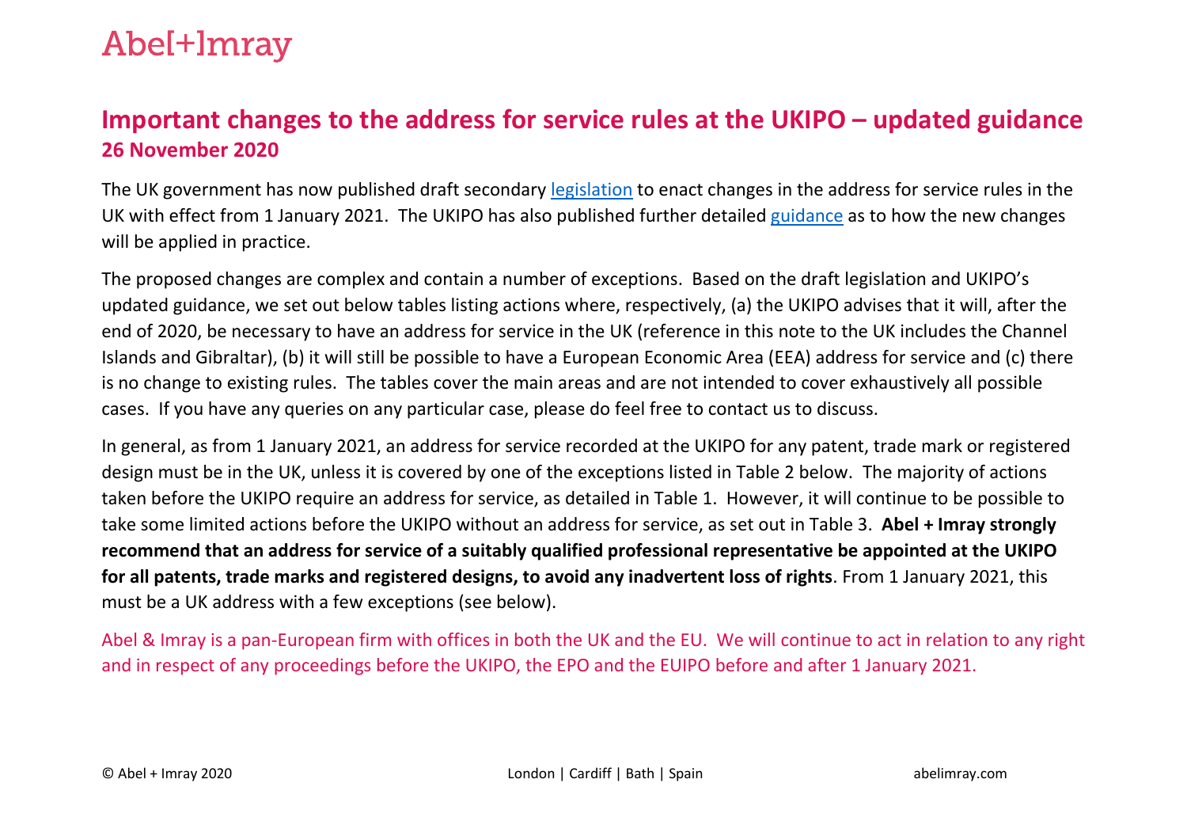Abel+Imray

# Important changes to the address for service rules at the UKIPO – updated guidance

## 26 November 2020

The UK government has now published draft secondary legislation to enact changes in the address for service rules in the UK with effect from 1 January 2021. The UKIPO has also published further detailed guidance as to how the new changes will be applied in practice.

The proposed changes are complex and contain a number of exceptions. Based on the draft legislation and UKIPO's updated guidance, we set out below tables listing actions where, respectively, (a) the UKIPO advises that it will, after the end of 2020, be necessary to have an address for service in the UK (reference in this note to the UK includes the Channel Islands and Gibraltar), (b) it will still be possible to have a European Economic Area (EEA) address for service and (c) there is no change to existing rules. The tables cover the main areas and are not intended to cover exhaustively all possible cases. If you have any queries on any particular case, please do feel free to contact us to discuss.

In general, as from 1 January 2021, an address for service recorded at the UKIPO for any patent, trade mark or registered design must be in the UK, unless it is covered by one of the exceptions listed in Table 2 below. The majority of actions taken before the UKIPO require an address for service, as detailed in Table 1. However, it will continue to be possible to take some limited actions before the UKIPO without an address for service, as set out in Table 3. **Abel + Imray strongly recommend that an address for service of a suitably qualified professional representative be appointed at the UKIPO for all patents, trade marks and registered designs, to avoid any inadvertent loss of rights**. From 1 January 2021, this must be a UK address with a few exceptions (see below).

Abel & Imray is a pan-European firm with offices in both the UK and the EU. We will continue to act in relation to any right and in respect of any proceedings before the UKIPO, the EPO and the EUIPO before and after 1 January 2021.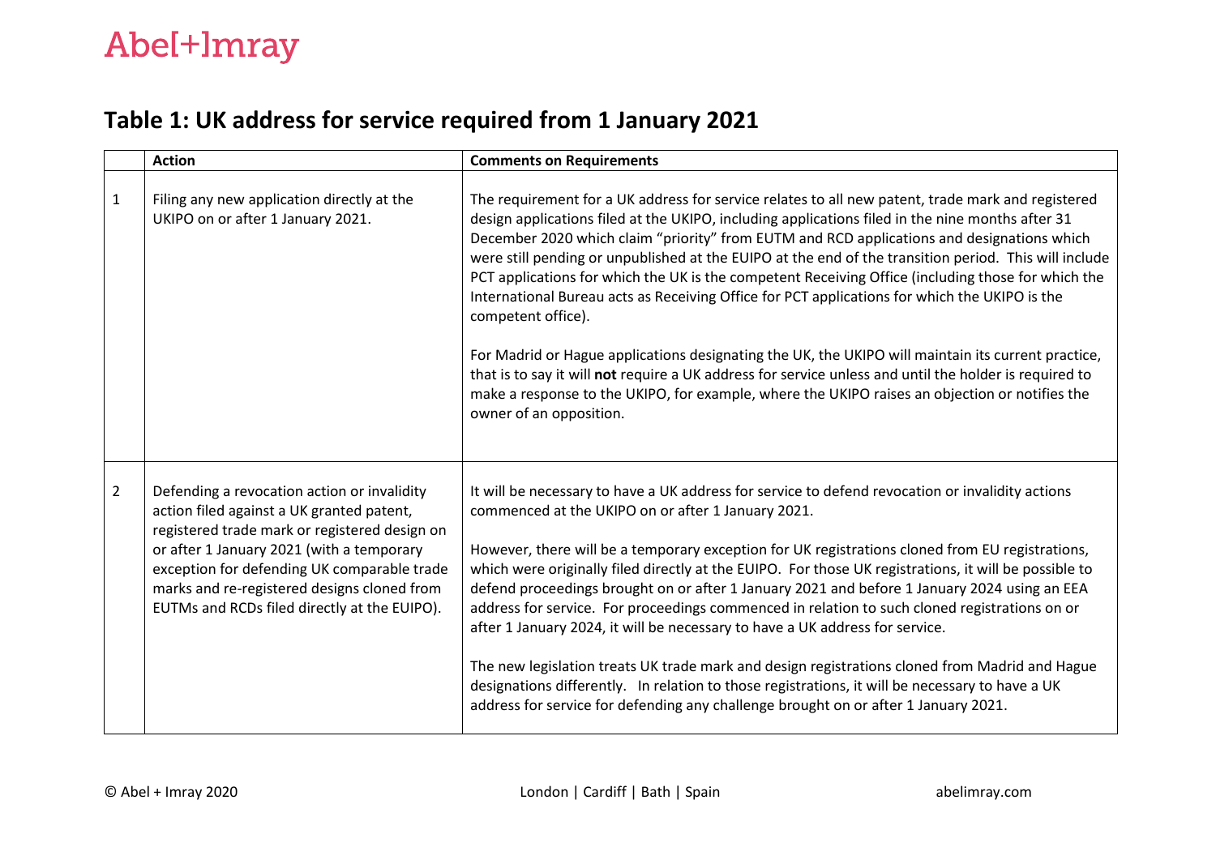## Table 1: UK address for service required from 1 January 2021

| | Action | Comments on Requirements |
|---|---|---|
| 1 | Filing any new application directly at the UKIPO on or after 1 January 2021. | The requirement for a UK address for service relates to all new patent, trade mark and registered design applications filed at the UKIPO, including applications filed in the nine months after 31 December 2020 which claim "priority" from EUTM and RCD applications and designations which were still pending or unpublished at the EUIPO at the end of the transition period. This will include PCT applications for which the UK is the competent Receiving Office (including those for which the International Bureau acts as Receiving Office for PCT applications for which the UKIPO is the competent office).<br><br>For Madrid or Hague applications designating the UK, the UKIPO will maintain its current practice, that is to say it will **not** require a UK address for service unless and until the holder is required to make a response to the UKIPO, for example, where the UKIPO raises an objection or notifies the owner of an opposition. |
| 2 | Defending a revocation action or invalidity action filed against a UK granted patent, registered trade mark or registered design on or after 1 January 2021 (with a temporary exception for defending UK comparable trade marks and re-registered designs cloned from EUTMs and RCDs filed directly at the EUIPO). | It will be necessary to have a UK address for service to defend revocation or invalidity actions commenced at the UKIPO on or after 1 January 2021.<br><br>However, there will be a temporary exception for UK registrations cloned from EU registrations, which were originally filed directly at the EUIPO. For those UK registrations, it will be possible to defend proceedings brought on or after 1 January 2021 and before 1 January 2024 using an EEA address for service. For proceedings commenced in relation to such cloned registrations on or after 1 January 2024, it will be necessary to have a UK address for service.<br><br>The new legislation treats UK trade mark and design registrations cloned from Madrid and Hague designations differently. In relation to those registrations, it will be necessary to have a UK address for service for defending any challenge brought on or after 1 January 2021. |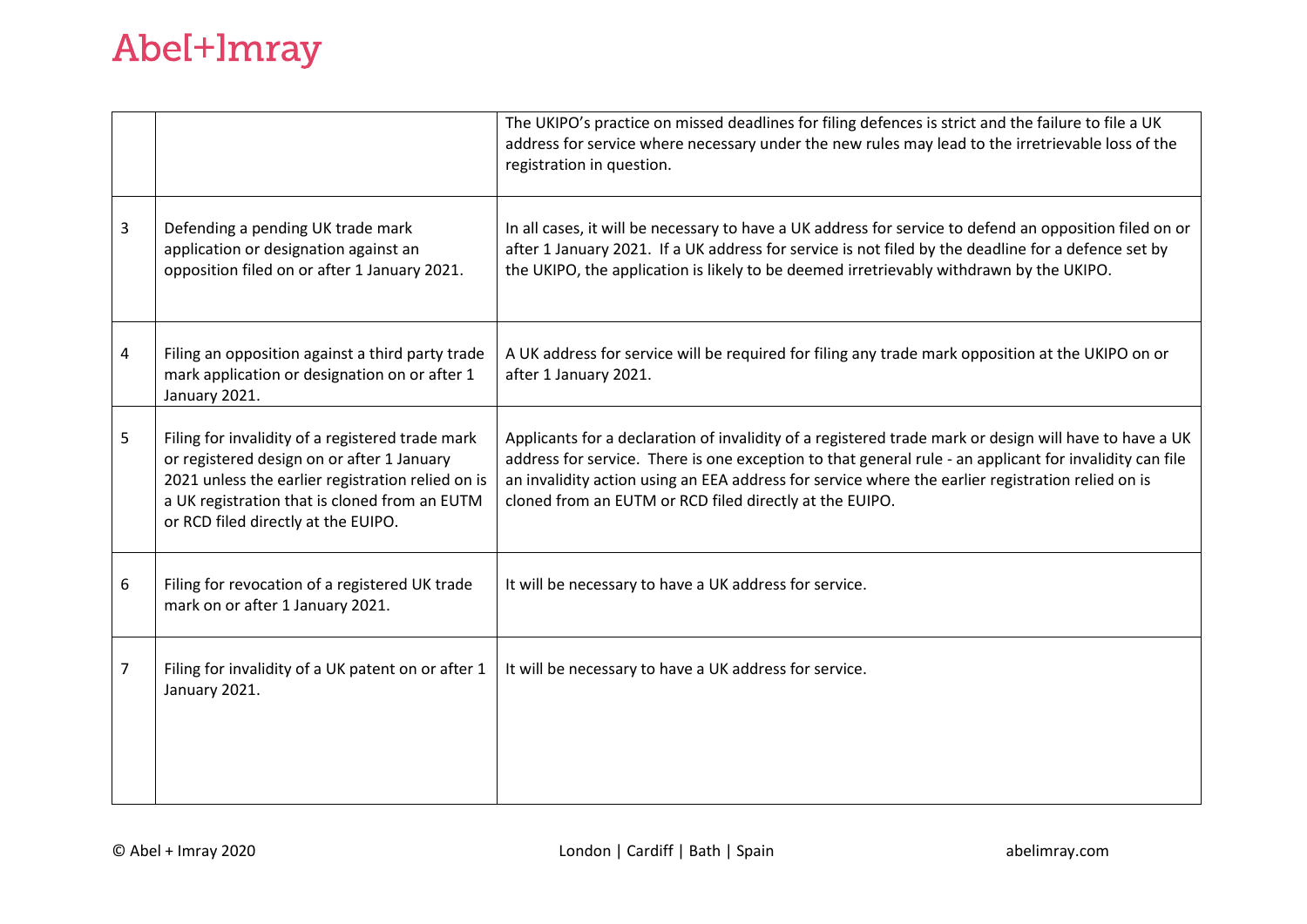| | | |
|---|---|---|
| | | The UKIPO's practice on missed deadlines for filing defences is strict and the failure to file a UK address for service where necessary under the new rules may lead to the irretrievable loss of the registration in question. |
| 3 | Defending a pending UK trade mark application or designation against an opposition filed on or after 1 January 2021. | In all cases, it will be necessary to have a UK address for service to defend an opposition filed on or after 1 January 2021. If a UK address for service is not filed by the deadline for a defence set by the UKIPO, the application is likely to be deemed irretrievably withdrawn by the UKIPO. |
| 4 | Filing an opposition against a third party trade mark application or designation on or after 1 January 2021. | A UK address for service will be required for filing any trade mark opposition at the UKIPO on or after 1 January 2021. |
| 5 | Filing for invalidity of a registered trade mark or registered design on or after 1 January 2021 unless the earlier registration relied on is a UK registration that is cloned from an EUTM or RCD filed directly at the EUIPO. | Applicants for a declaration of invalidity of a registered trade mark or design will have to have a UK address for service. There is one exception to that general rule - an applicant for invalidity can file an invalidity action using an EEA address for service where the earlier registration relied on is cloned from an EUTM or RCD filed directly at the EUIPO. |
| 6 | Filing for revocation of a registered UK trade mark on or after 1 January 2021. | It will be necessary to have a UK address for service. |
| 7 | Filing for invalidity of a UK patent on or after 1 January 2021. | It will be necessary to have a UK address for service. |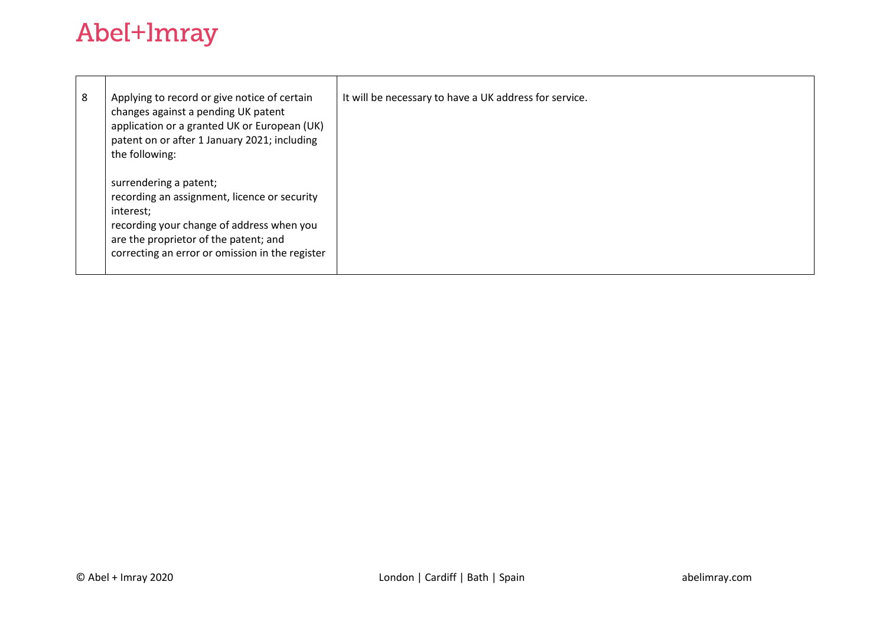| 8 | Applying to record or give notice of certain changes against a pending UK patent application or a granted UK or European (UK) patent on or after 1 January 2021; including the following:<br><br>surrendering a patent;<br>recording an assignment, licence or security interest;<br>recording your change of address when you are the proprietor of the patent; and<br>correcting an error or omission in the register | It will be necessary to have a UK address for service. |
|---|---|---|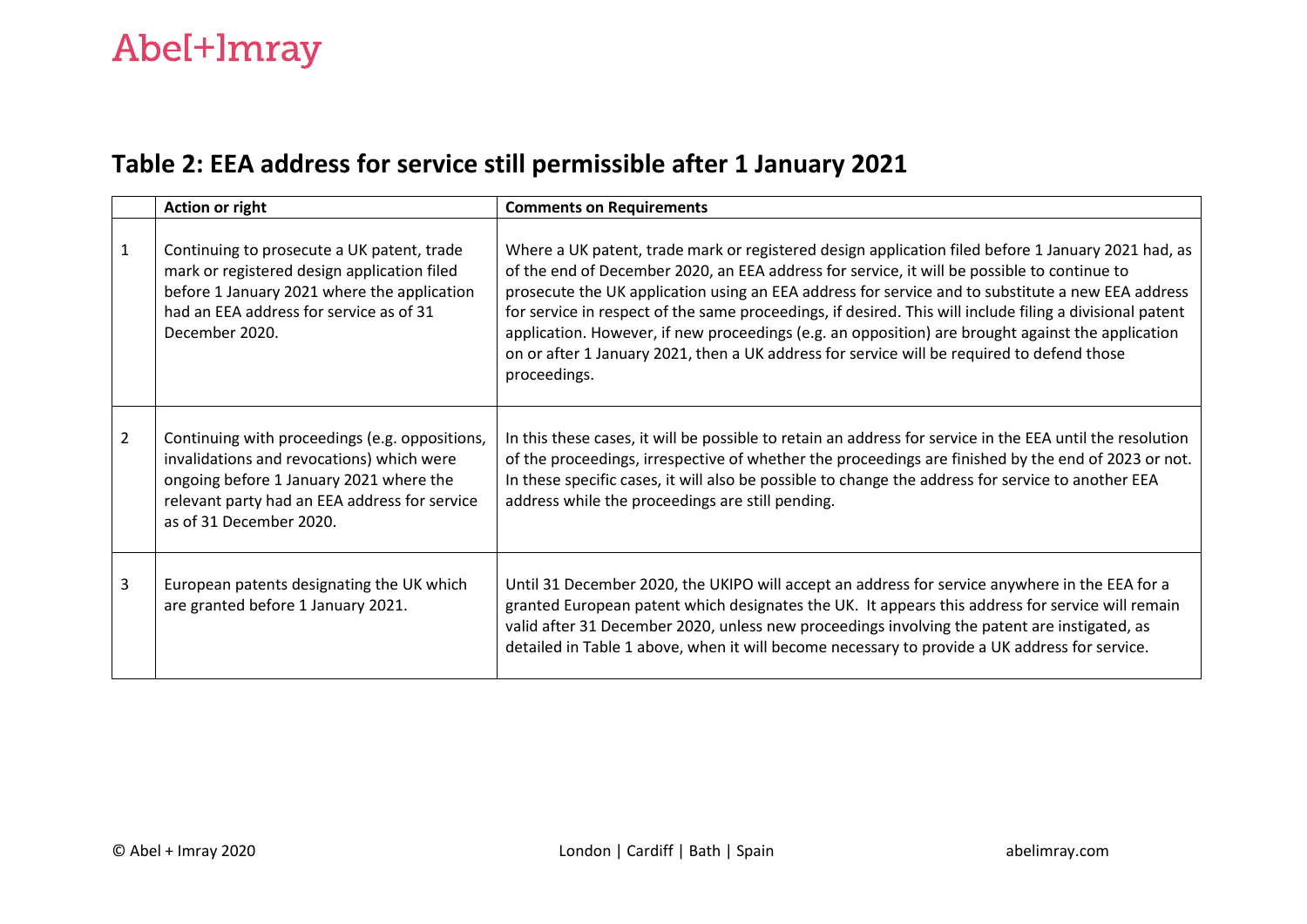## Table 2: EEA address for service still permissible after 1 January 2021

| | Action or right | Comments on Requirements |
|---|---|---|
| 1 | Continuing to prosecute a UK patent, trade mark or registered design application filed before 1 January 2021 where the application had an EEA address for service as of 31 December 2020. | Where a UK patent, trade mark or registered design application filed before 1 January 2021 had, as of the end of December 2020, an EEA address for service, it will be possible to continue to prosecute the UK application using an EEA address for service and to substitute a new EEA address for service in respect of the same proceedings, if desired. This will include filing a divisional patent application. However, if new proceedings (e.g. an opposition) are brought against the application on or after 1 January 2021, then a UK address for service will be required to defend those proceedings. |
| 2 | Continuing with proceedings (e.g. oppositions, invalidations and revocations) which were ongoing before 1 January 2021 where the relevant party had an EEA address for service as of 31 December 2020. | In this these cases, it will be possible to retain an address for service in the EEA until the resolution of the proceedings, irrespective of whether the proceedings are finished by the end of 2023 or not. In these specific cases, it will also be possible to change the address for service to another EEA address while the proceedings are still pending. |
| 3 | European patents designating the UK which are granted before 1 January 2021. | Until 31 December 2020, the UKIPO will accept an address for service anywhere in the EEA for a granted European patent which designates the UK. It appears this address for service will remain valid after 31 December 2020, unless new proceedings involving the patent are instigated, as detailed in Table 1 above, when it will become necessary to provide a UK address for service. |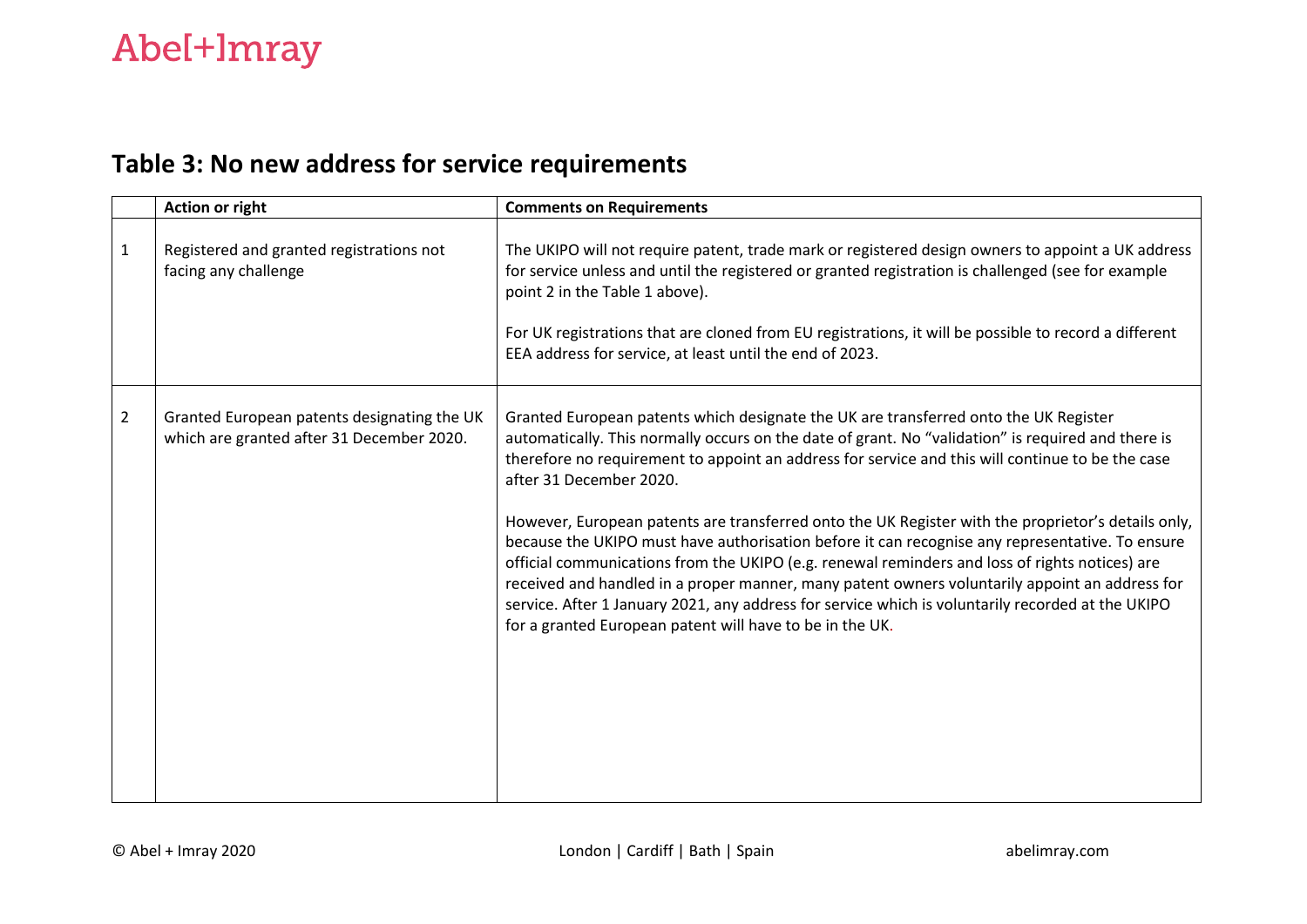## Table 3: No new address for service requirements

| | Action or right | Comments on Requirements |
|---|---|---|
| 1 | Registered and granted registrations not facing any challenge | The UKIPO will not require patent, trade mark or registered design owners to appoint a UK address for service unless and until the registered or granted registration is challenged (see for example point 2 in the Table 1 above).<br><br>For UK registrations that are cloned from EU registrations, it will be possible to record a different EEA address for service, at least until the end of 2023. |
| 2 | Granted European patents designating the UK which are granted after 31 December 2020. | Granted European patents which designate the UK are transferred onto the UK Register automatically. This normally occurs on the date of grant. No "validation" is required and there is therefore no requirement to appoint an address for service and this will continue to be the case after 31 December 2020.<br><br>However, European patents are transferred onto the UK Register with the proprietor's details only, because the UKIPO must have authorisation before it can recognise any representative. To ensure official communications from the UKIPO (e.g. renewal reminders and loss of rights notices) are received and handled in a proper manner, many patent owners voluntarily appoint an address for service. After 1 January 2021, any address for service which is voluntarily recorded at the UKIPO for a granted European patent will have to be in the UK. |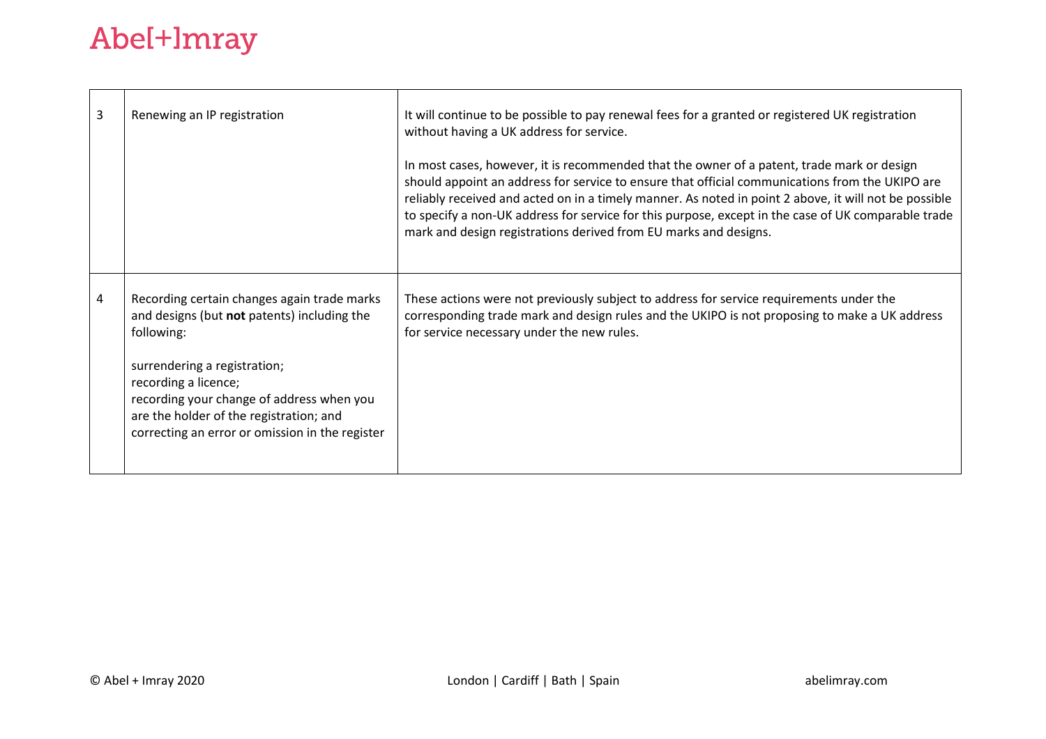| 3 | Renewing an IP registration | It will continue to be possible to pay renewal fees for a granted or registered UK registration without having a UK address for service.<br><br>In most cases, however, it is recommended that the owner of a patent, trade mark or design should appoint an address for service to ensure that official communications from the UKIPO are reliably received and acted on in a timely manner. As noted in point 2 above, it will not be possible to specify a non-UK address for service for this purpose, except in the case of UK comparable trade mark and design registrations derived from EU marks and designs. |
|---|---|---|
| 4 | Recording certain changes again trade marks and designs (but **not** patents) including the following:<br><br>surrendering a registration;<br>recording a licence;<br>recording your change of address when you are the holder of the registration; and<br>correcting an error or omission in the register | These actions were not previously subject to address for service requirements under the corresponding trade mark and design rules and the UKIPO is not proposing to make a UK address for service necessary under the new rules. |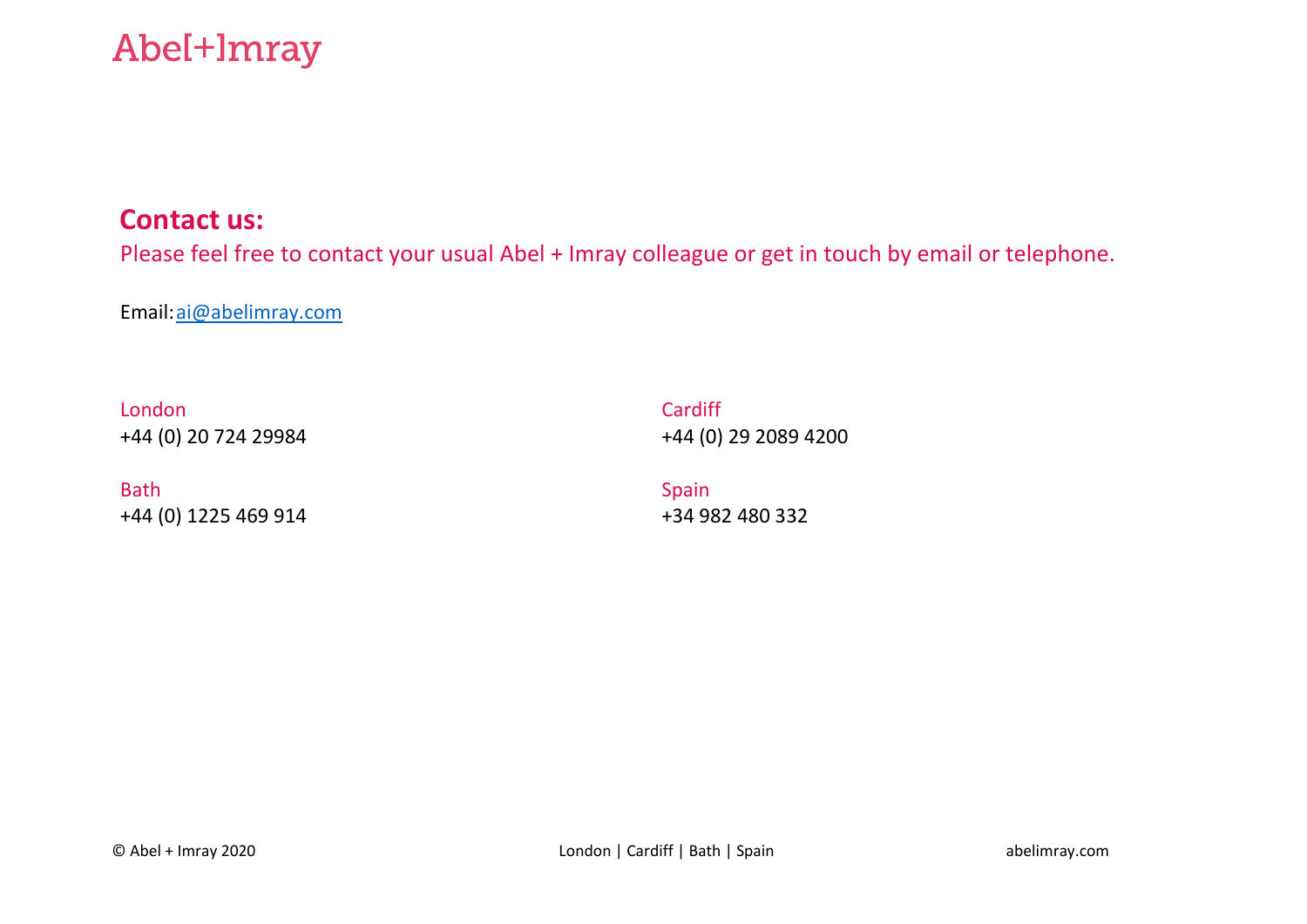Abel[+]mray

## Contact us:

Please feel free to contact your usual Abel + Imray colleague or get in touch by email or telephone.

Email: ai@abelimray.com

London
+44 (0) 20 724 29984

Bath
+44 (0) 1225 469 914

Cardiff
+44 (0) 29 2089 4200

Spain
+34 982 480 332